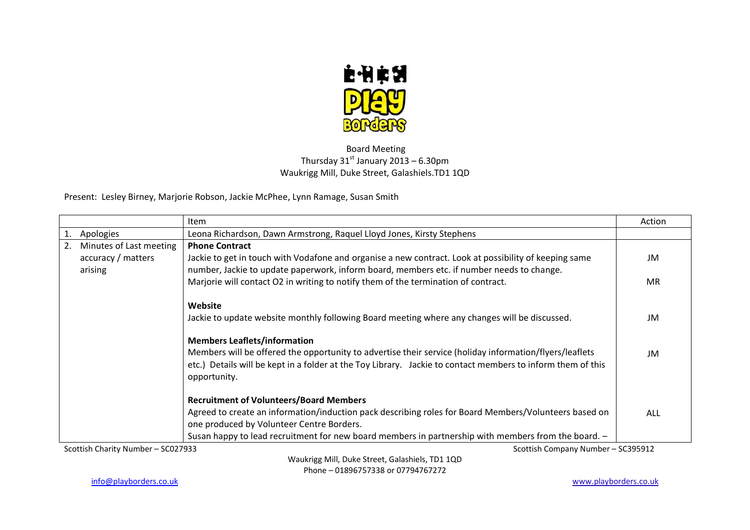Board Meeting
Thursday 31st January 2013 – 6.30pm
Waukrigg Mill, Duke Street, Galashiels.TD1 1QD

Present: Lesley Birney, Marjorie Robson, Jackie McPhee, Lynn Ramage, Susan Smith

| | Item | Action |
|---|---|---|
| 1. Apologies | Leona Richardson, Dawn Armstrong, Raquel Lloyd Jones, Kirsty Stephens | |
| 2. Minutes of Last meeting accuracy / matters arising | **Phone Contract**<br>Jackie to get in touch with Vodafone and organise a new contract. Look at possibility of keeping same number, Jackie to update paperwork, inform board, members etc. if number needs to change.<br>Marjorie will contact O2 in writing to notify them of the termination of contract. | JM<br><br>MR |
| | **Website**<br>Jackie to update website monthly following Board meeting where any changes will be discussed. | JM |
| | **Members Leaflets/information**<br>Members will be offered the opportunity to advertise their service (holiday information/flyers/leaflets etc.) Details will be kept in a folder at the Toy Library. Jackie to contact members to inform them of this opportunity. | JM |
| | **Recruitment of Volunteers/Board Members**<br>Agreed to create an information/induction pack describing roles for Board Members/Volunteers based on one produced by Volunteer Centre Borders.<br>Susan happy to lead recruitment for new board members in partnership with members from the board. – | ALL |

Scottish Charity Number – SC027933
Scottish Company Number – SC395912

Waukrigg Mill, Duke Street, Galashiels, TD1 1QD
Phone – 01896757338 or 07794767272

info@playborders.co.uk
www.playborders.co.uk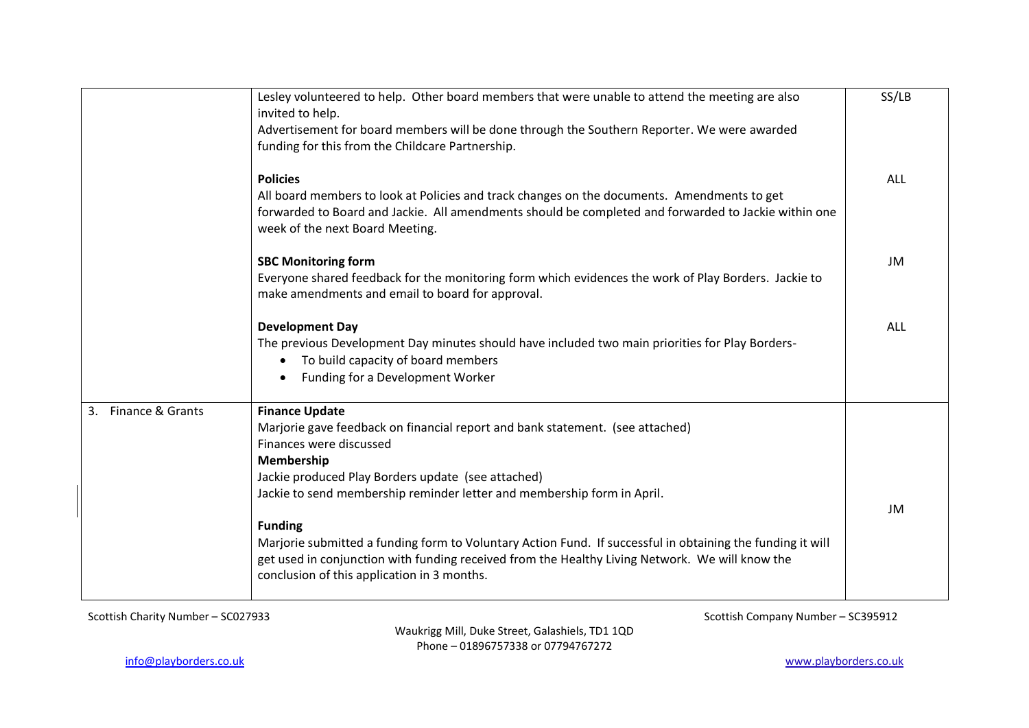| | | |
|---|---|---|
| | Lesley volunteered to help. Other board members that were unable to attend the meeting are also invited to help.<br>Advertisement for board members will be done through the Southern Reporter. We were awarded funding for this from the Childcare Partnership. | SS/LB |
| | **Policies**<br>All board members to look at Policies and track changes on the documents. Amendments to get forwarded to Board and Jackie. All amendments should be completed and forwarded to Jackie within one week of the next Board Meeting. | ALL |
| | **SBC Monitoring form**<br>Everyone shared feedback for the monitoring form which evidences the work of Play Borders. Jackie to make amendments and email to board for approval. | JM |
| | **Development Day**<br>The previous Development Day minutes should have included two main priorities for Play Borders-<br>• To build capacity of board members<br>• Funding for a Development Worker | ALL |
| 3. Finance & Grants | **Finance Update**<br>Marjorie gave feedback on financial report and bank statement. (see attached)<br>Finances were discussed<br>**Membership**<br>Jackie produced Play Borders update (see attached)<br>Jackie to send membership reminder letter and membership form in April.<br><br>**Funding**<br>Marjorie submitted a funding form to Voluntary Action Fund. If successful in obtaining the funding it will get used in conjunction with funding received from the Healthy Living Network. We will know the conclusion of this application in 3 months. | JM |

Scottish Charity Number – SC027933 Scottish Company Number – SC395912

Waukrigg Mill, Duke Street, Galashiels, TD1 1QD
Phone – 01896757338 or 07794767272

info@playborders.co.uk www.playborders.co.uk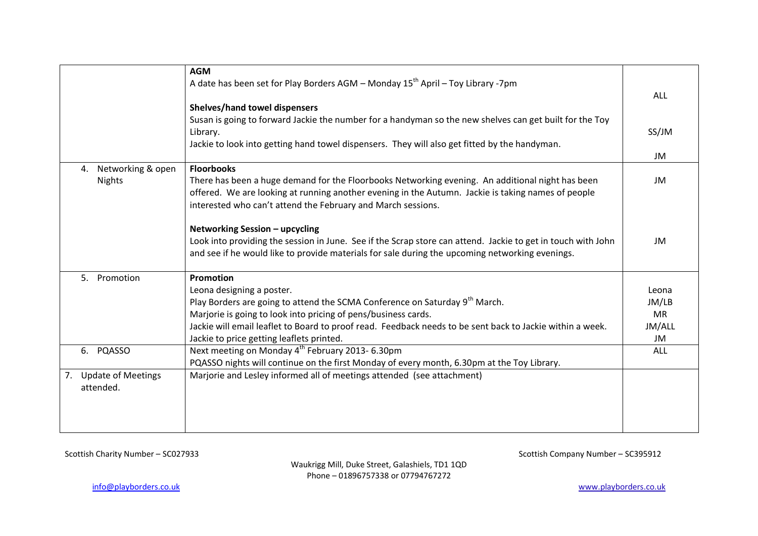| | | |
|---|---|---|
| | **AGM**<br>A date has been set for Play Borders AGM – Monday 15th April – Toy Library -7pm<br><br>**Shelves/hand towel dispensers**<br>Susan is going to forward Jackie the number for a handyman so the new shelves can get built for the Toy Library.<br>Jackie to look into getting hand towel dispensers. They will also get fitted by the handyman. | ALL<br><br>SS/JM<br><br>JM |
| 4. Networking & open Nights | **Floorbooks**<br>There has been a huge demand for the Floorbooks Networking evening. An additional night has been offered. We are looking at running another evening in the Autumn. Jackie is taking names of people interested who can't attend the February and March sessions.<br><br>**Networking Session – upcycling**<br>Look into providing the session in June. See if the Scrap store can attend. Jackie to get in touch with John and see if he would like to provide materials for sale during the upcoming networking evenings. | JM<br><br>JM |
| 5. Promotion | **Promotion**<br>Leona designing a poster.<br>Play Borders are going to attend the SCMA Conference on Saturday 9th March.<br>Marjorie is going to look into pricing of pens/business cards.<br>Jackie will email leaflet to Board to proof read. Feedback needs to be sent back to Jackie within a week.<br>Jackie to price getting leaflets printed. | Leona<br>JM/LB<br>MR<br>JM/ALL<br>JM |
| 6. PQASSO | Next meeting on Monday 4th February 2013- 6.30pm<br>PQASSO nights will continue on the first Monday of every month, 6.30pm at the Toy Library. | ALL |
| 7. Update of Meetings attended. | Marjorie and Lesley informed all of meetings attended (see attachment) | |

Scottish Charity Number – SC027933

Scottish Company Number – SC395912

Waukrigg Mill, Duke Street, Galashiels, TD1 1QD
Phone – 01896757338 or 07794767272

info@playborders.co.uk

www.playborders.co.uk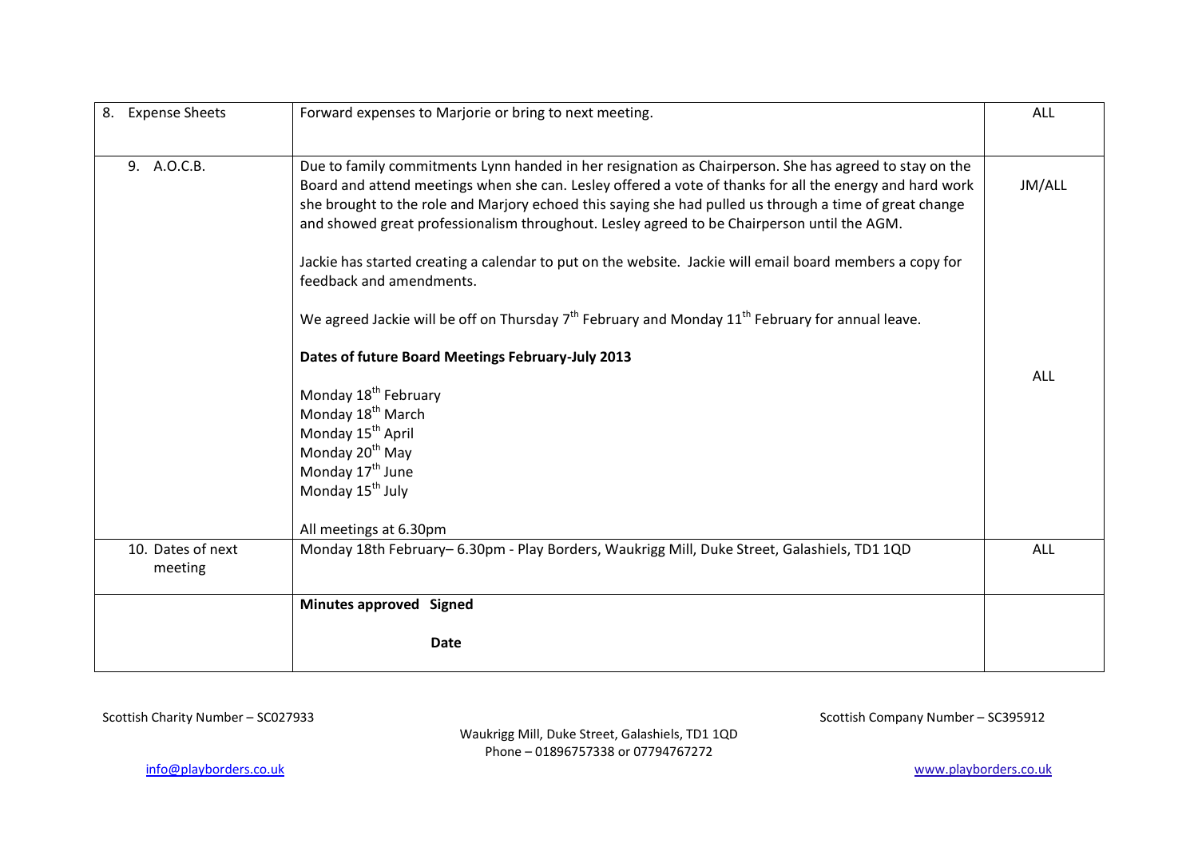| | | |
|---|---|---|
| 8. Expense Sheets | Forward expenses to Marjorie or bring to next meeting. | ALL |
| 9. A.O.C.B. | Due to family commitments Lynn handed in her resignation as Chairperson. She has agreed to stay on the Board and attend meetings when she can. Lesley offered a vote of thanks for all the energy and hard work she brought to the role and Marjory echoed this saying she had pulled us through a time of great change and showed great professionalism throughout. Lesley agreed to be Chairperson until the AGM.<br><br>Jackie has started creating a calendar to put on the website. Jackie will email board members a copy for feedback and amendments.<br><br>We agreed Jackie will be off on Thursday 7th February and Monday 11th February for annual leave.<br><br>**Dates of future Board Meetings February-July 2013**<br><br>Monday 18th February<br>Monday 18th March<br>Monday 15th April<br>Monday 20th May<br>Monday 17th June<br>Monday 15th July<br><br>All meetings at 6.30pm | JM/ALL<br><br>ALL |
| 10. Dates of next meeting | Monday 18th February– 6.30pm - Play Borders, Waukrigg Mill, Duke Street, Galashiels, TD1 1QD | ALL |
| | **Minutes approved Signed**<br><br>**Date** | |

Scottish Charity Number – SC027933

Scottish Company Number – SC395912

Waukrigg Mill, Duke Street, Galashiels, TD1 1QD
Phone – 01896757338 or 07794767272

info@playborders.co.uk

www.playborders.co.uk